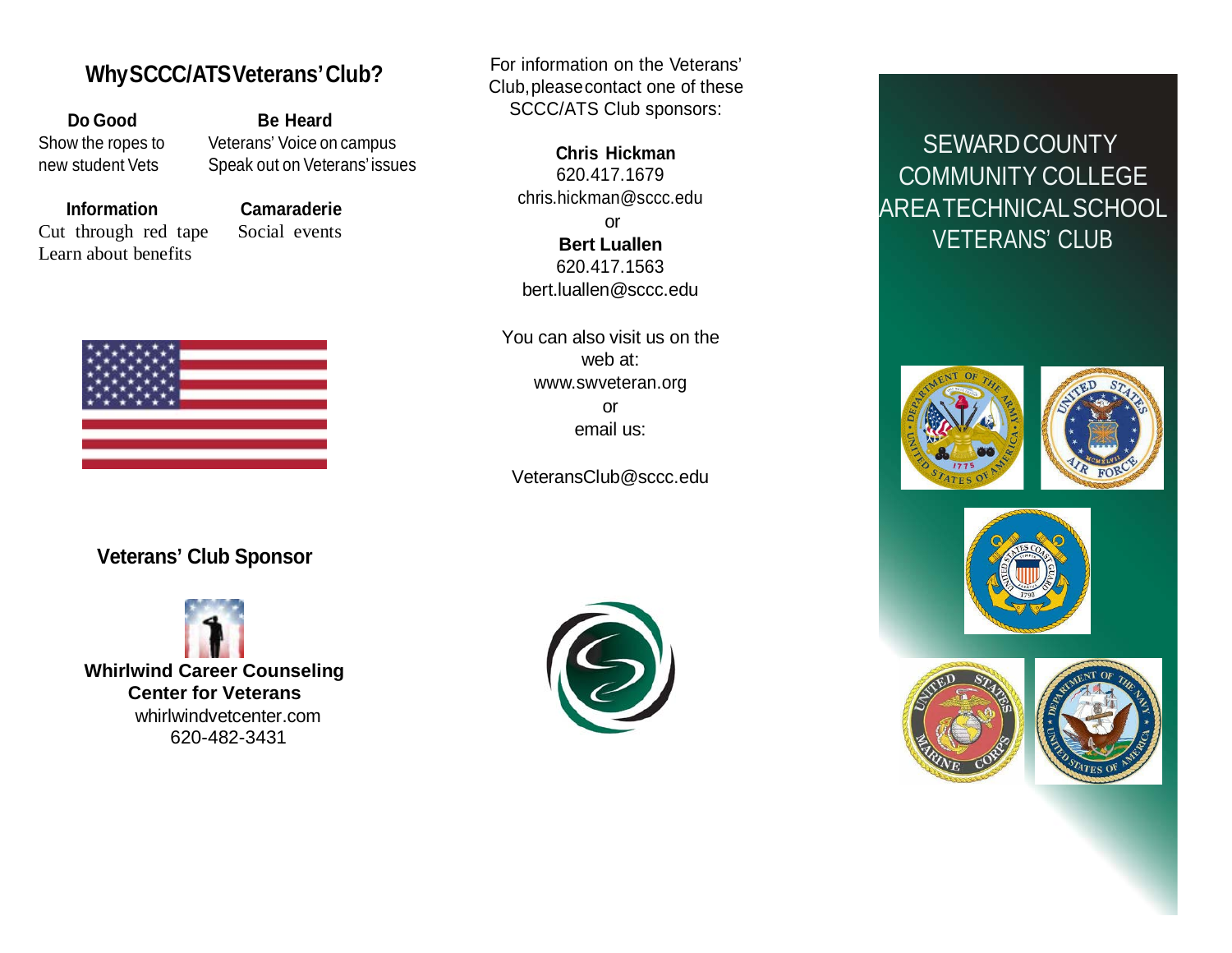## Why SCCC/ATS Veterans' Club?

**Do Good**
Show the ropes to new student Vets

**Be Heard**
Veterans' Voice on campus
Speak out on Veterans' issues

**Information**
Cut through red tape
Learn about benefits

**Camaraderie**
Social events

### Veterans' Club Sponsor

**Whirlwind Career Counseling Center for Veterans**
whirlwindvetcenter.com
620-482-3431

For information on the Veterans' Club, please contact one of these SCCC/ATS Club sponsors:

**Chris Hickman**
620.417.1679
chris.hickman@sccc.edu

or

**Bert Luallen**
620.417.1563
bert.luallen@sccc.edu

You can also visit us on the web at:
www.swveteran.org

or

email us:

VeteransClub@sccc.edu

# SEWARD COUNTY COMMUNITY COLLEGE AREA TECHNICAL SCHOOL VETERANS' CLUB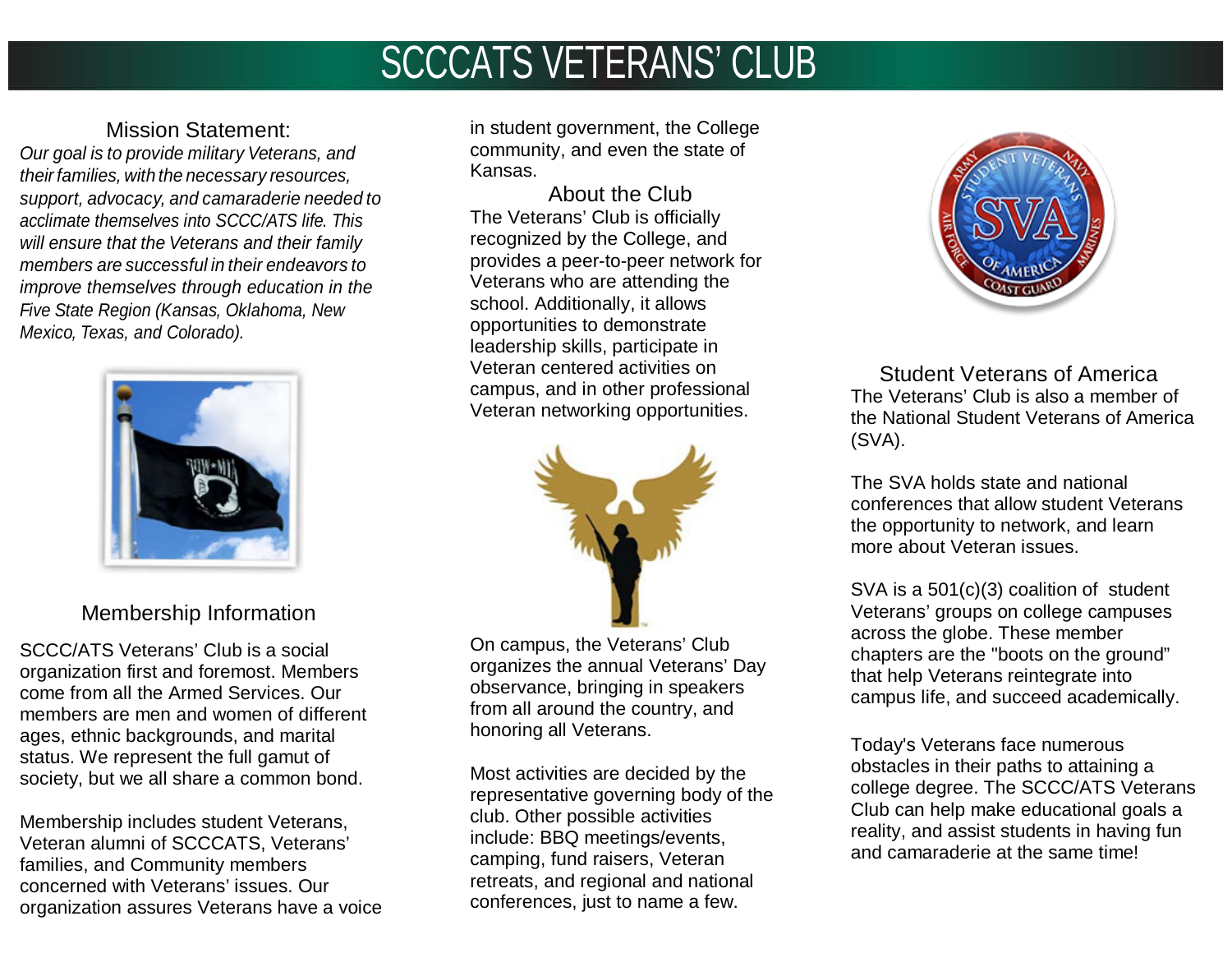# SCCCATS VETERANS' CLUB

## Mission Statement:

*Our goal is to provide military Veterans, and their families, with the necessary resources, support, advocacy, and camaraderie needed to acclimate themselves into SCCC/ATS life. This will ensure that the Veterans and their family members are successful in their endeavors to improve themselves through education in the Five State Region (Kansas, Oklahoma, New Mexico, Texas, and Colorado).*

## Membership Information

SCCC/ATS Veterans' Club is a social organization first and foremost. Members come from all the Armed Services. Our members are men and women of different ages, ethnic backgrounds, and marital status. We represent the full gamut of society, but we all share a common bond.

Membership includes student Veterans, Veteran alumni of SCCCATS, Veterans' families, and Community members concerned with Veterans' issues. Our organization assures Veterans have a voice in student government, the College community, and even the state of Kansas.

## About the Club

The Veterans' Club is officially recognized by the College, and provides a peer-to-peer network for Veterans who are attending the school. Additionally, it allows opportunities to demonstrate leadership skills, participate in Veteran centered activities on campus, and in other professional Veteran networking opportunities.

On campus, the Veterans' Club organizes the annual Veterans' Day observance, bringing in speakers from all around the country, and honoring all Veterans.

Most activities are decided by the representative governing body of the club. Other possible activities include: BBQ meetings/events, camping, fund raisers, Veteran retreats, and regional and national conferences, just to name a few.

## Student Veterans of America

The Veterans' Club is also a member of the National Student Veterans of America (SVA).

The SVA holds state and national conferences that allow student Veterans the opportunity to network, and learn more about Veteran issues.

SVA is a 501(c)(3) coalition of student Veterans' groups on college campuses across the globe. These member chapters are the "boots on the ground" that help Veterans reintegrate into campus life, and succeed academically.

Today's Veterans face numerous obstacles in their paths to attaining a college degree. The SCCC/ATS Veterans Club can help make educational goals a reality, and assist students in having fun and camaraderie at the same time!